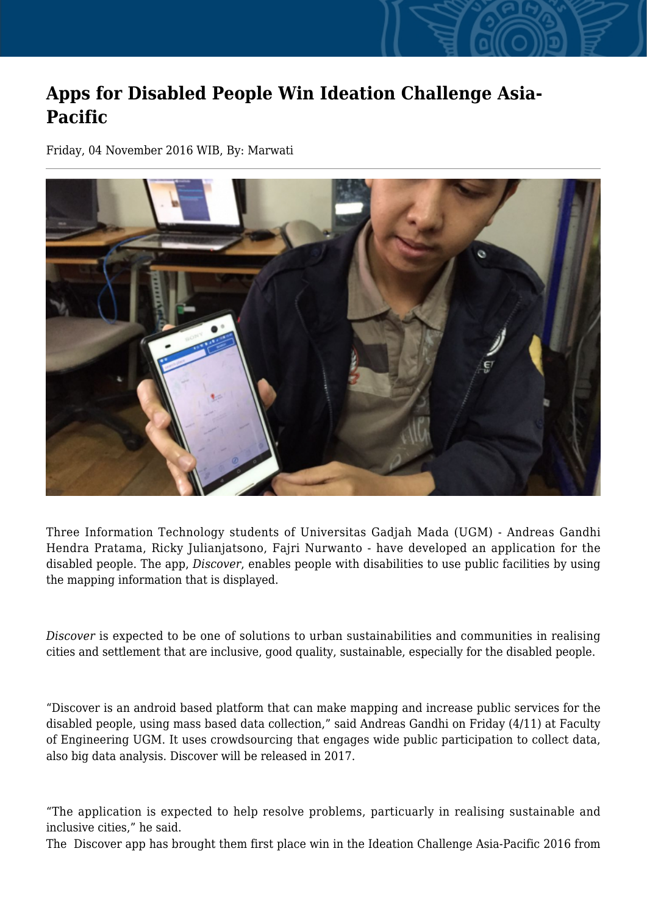# Apps for Disabled People Win Ideation Challenge Asia-Pacific

Friday, 04 November 2016 WIB, By: Marwati

Three Information Technology students of Universitas Gadjah Mada (UGM) - Andreas Gandhi Hendra Pratama, Ricky Julianjatsono, Fajri Nurwanto - have developed an application for the disabled people. The app, *Discover*, enables people with disabilities to use public facilities by using the mapping information that is displayed.

*Discover* is expected to be one of solutions to urban sustainabilities and communities in realising cities and settlement that are inclusive, good quality, sustainable, especially for the disabled people.

“Discover is an android based platform that can make mapping and increase public services for the disabled people, using mass based data collection,” said Andreas Gandhi on Friday (4/11) at Faculty of Engineering UGM. It uses crowdsourcing that engages wide public participation to collect data, also big data analysis. Discover will be released in 2017.

“The application is expected to help resolve problems, particuarly in realising sustainable and inclusive cities,” he said.
The Discover app has brought them first place win in the Ideation Challenge Asia-Pacific 2016 from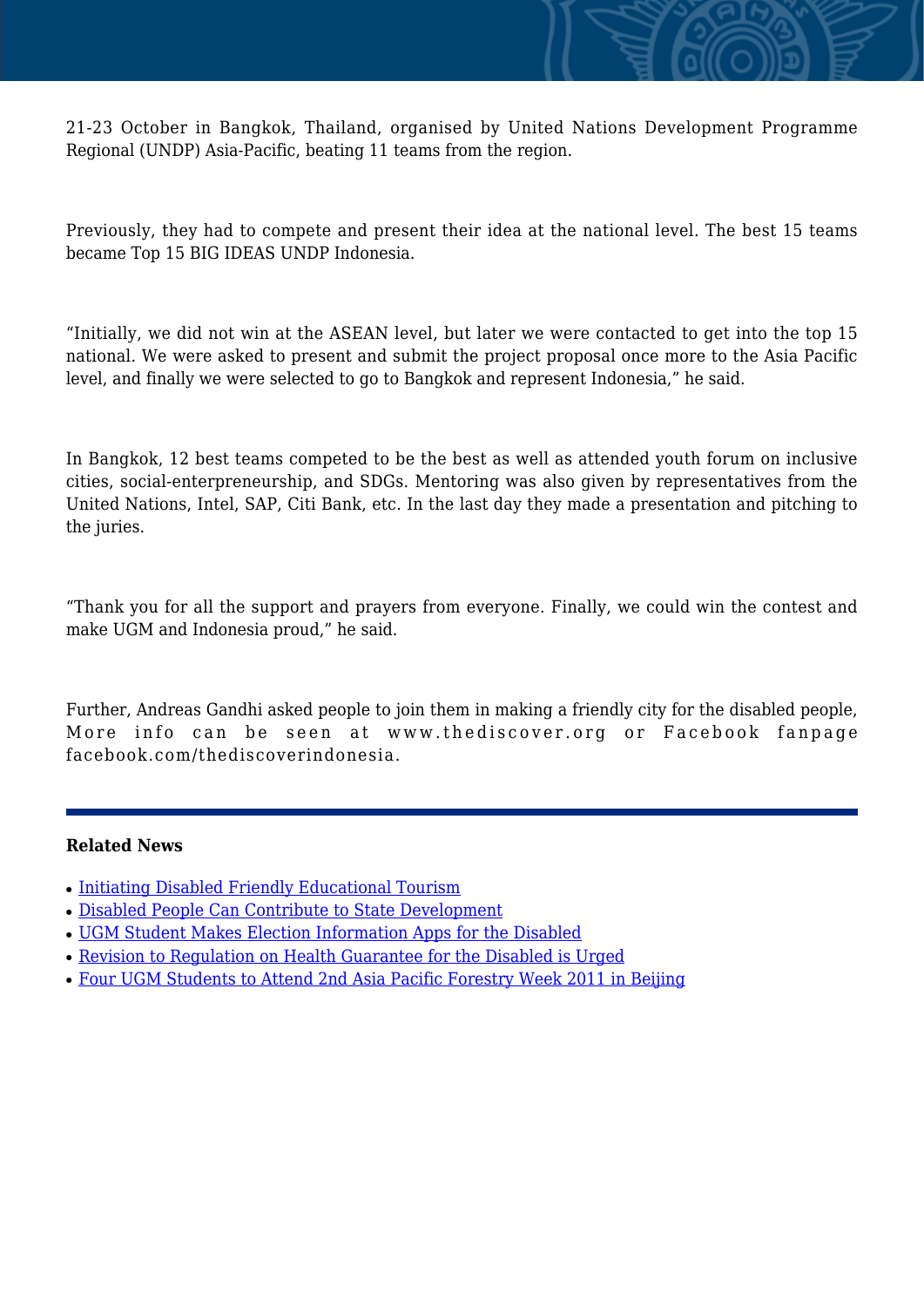21-23 October in Bangkok, Thailand, organised by United Nations Development Programme Regional (UNDP) Asia-Pacific, beating 11 teams from the region.

Previously, they had to compete and present their idea at the national level. The best 15 teams became Top 15 BIG IDEAS UNDP Indonesia.

"Initially, we did not win at the ASEAN level, but later we were contacted to get into the top 15 national. We were asked to present and submit the project proposal once more to the Asia Pacific level, and finally we were selected to go to Bangkok and represent Indonesia," he said.

In Bangkok, 12 best teams competed to be the best as well as attended youth forum on inclusive cities, social-enterpreneurship, and SDGs. Mentoring was also given by representatives from the United Nations, Intel, SAP, Citi Bank, etc. In the last day they made a presentation and pitching to the juries.

"Thank you for all the support and prayers from everyone. Finally, we could win the contest and make UGM and Indonesia proud," he said.

Further, Andreas Gandhi asked people to join them in making a friendly city for the disabled people, More info can be seen at www.thediscover.org or Facebook fanpage facebook.com/thediscoverindonesia.

---

**Related News**

- Initiating Disabled Friendly Educational Tourism
- Disabled People Can Contribute to State Development
- UGM Student Makes Election Information Apps for the Disabled
- Revision to Regulation on Health Guarantee for the Disabled is Urged
- Four UGM Students to Attend 2nd Asia Pacific Forestry Week 2011 in Beijing